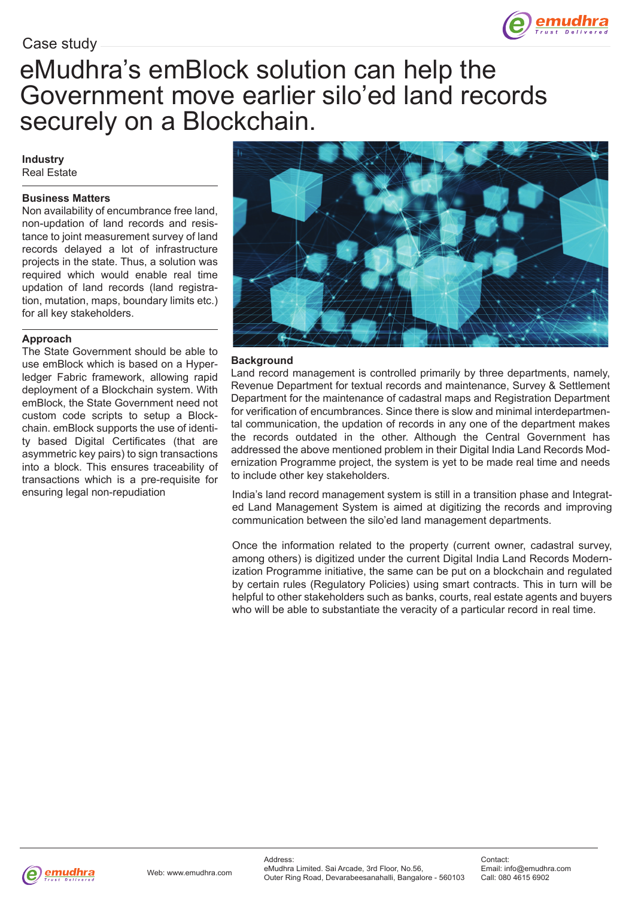Case study

# eMudhra's emBlock solution can help the Government move earlier silo'ed land records securely on a Blockchain.

**Industry**
Real Estate

**Business Matters**
Non availability of encumbrance free land, non-updation of land records and resistance to joint measurement survey of land records delayed a lot of infrastructure projects in the state. Thus, a solution was required which would enable real time updation of land records (land registration, mutation, maps, boundary limits etc.) for all key stakeholders.

**Approach**
The State Government should be able to use emBlock which is based on a Hyperledger Fabric framework, allowing rapid deployment of a Blockchain system. With emBlock, the State Government need not custom code scripts to setup a Blockchain. emBlock supports the use of identity based Digital Certificates (that are asymmetric key pairs) to sign transactions into a block. This ensures traceability of transactions which is a pre-requisite for ensuring legal non-repudiation

**Background**
Land record management is controlled primarily by three departments, namely, Revenue Department for textual records and maintenance, Survey & Settlement Department for the maintenance of cadastral maps and Registration Department for verification of encumbrances. Since there is slow and minimal interdepartmental communication, the updation of records in any one of the department makes the records outdated in the other. Although the Central Government has addressed the above mentioned problem in their Digital India Land Records Modernization Programme project, the system is yet to be made real time and needs to include other key stakeholders.

India's land record management system is still in a transition phase and Integrated Land Management System is aimed at digitizing the records and improving communication between the silo'ed land management departments.

Once the information related to the property (current owner, cadastral survey, among others) is digitized under the current Digital India Land Records Modernization Programme initiative, the same can be put on a blockchain and regulated by certain rules (Regulatory Policies) using smart contracts. This in turn will be helpful to other stakeholders such as banks, courts, real estate agents and buyers who will be able to substantiate the veracity of a particular record in real time.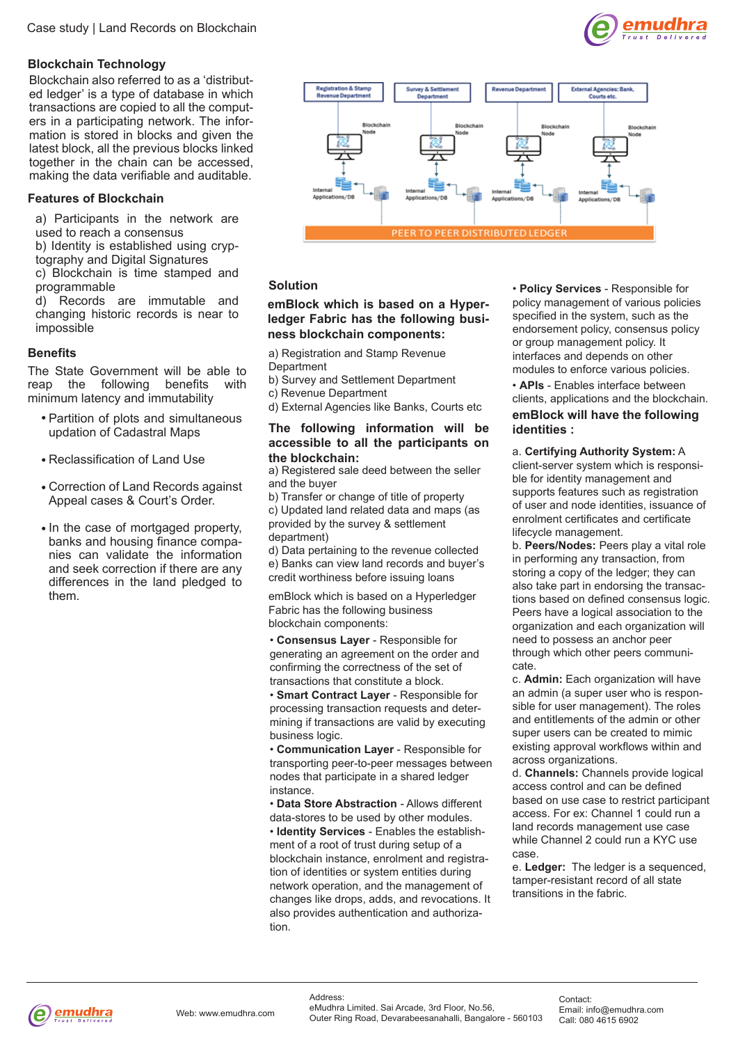## Blockchain Technology

Blockchain also referred to as a 'distributed ledger' is a type of database in which transactions are copied to all the computers in a participating network. The information is stored in blocks and given the latest block, all the previous blocks linked together in the chain can be accessed, making the data verifiable and auditable.

## Features of Blockchain

a) Participants in the network are used to reach a consensus
b) Identity is established using cryptography and Digital Signatures
c) Blockchain is time stamped and programmable
d) Records are immutable and changing historic records is near to impossible

## Benefits

The State Government will be able to reap the following benefits with minimum latency and immutability

- Partition of plots and simultaneous updation of Cadastral Maps
- Reclassification of Land Use
- Correction of Land Records against Appeal cases & Court's Order.
- In the case of mortgaged property, banks and housing finance companies can validate the information and seek correction if there are any differences in the land pledged to them.

Registration & Stamp Revenue Department | Survey & Settlement Department | Revenue Department | External Agencies: Bank, Courts etc.

Blockchain Node | Internal Applications/DB

PEER TO PEER DISTRIBUTED LEDGER

## Solution

**emBlock which is based on a Hyperledger Fabric has the following business blockchain components:**

a) Registration and Stamp Revenue Department
b) Survey and Settlement Department
c) Revenue Department
d) External Agencies like Banks, Courts etc

**The following information will be accessible to all the participants on the blockchain:**

a) Registered sale deed between the seller and the buyer
b) Transfer or change of title of property
c) Updated land related data and maps (as provided by the survey & settlement department)
d) Data pertaining to the revenue collected
e) Banks can view land records and buyer's credit worthiness before issuing loans

emBlock which is based on a Hyperledger Fabric has the following business blockchain components:

- **Consensus Layer** - Responsible for generating an agreement on the order and confirming the correctness of the set of transactions that constitute a block.
- **Smart Contract Layer** - Responsible for processing transaction requests and determining if transactions are valid by executing business logic.
- **Communication Layer** - Responsible for transporting peer-to-peer messages between nodes that participate in a shared ledger instance.
- **Data Store Abstraction** - Allows different data-stores to be used by other modules.
- **Identity Services** - Enables the establishment of a root of trust during setup of a blockchain instance, enrolment and registration of identities or system entities during network operation, and the management of changes like drops, adds, and revocations. It also provides authentication and authorization.
- **Policy Services** - Responsible for policy management of various policies specified in the system, such as the endorsement policy, consensus policy or group management policy. It interfaces and depends on other modules to enforce various policies.
- **APIs** - Enables interface between clients, applications and the blockchain.

**emBlock will have the following identities :**

a. **Certifying Authority System:** A client-server system which is responsible for identity management and supports features such as registration of user and node identities, issuance of enrolment certificates and certificate lifecycle management.
b. **Peers/Nodes:** Peers play a vital role in performing any transaction, from storing a copy of the ledger; they can also take part in endorsing the transactions based on defined consensus logic. Peers have a logical association to the organization and each organization will need to possess an anchor peer through which other peers communicate.
c. **Admin:** Each organization will have an admin (a super user who is responsible for user management). The roles and entitlements of the admin or other super users can be created to mimic existing approval workflows within and across organizations.
d. **Channels:** Channels provide logical access control and can be defined based on use case to restrict participant access. For ex: Channel 1 could run a land records management use case while Channel 2 could run a KYC use case.
e. **Ledger:** The ledger is a sequenced, tamper-resistant record of all state transitions in the fabric.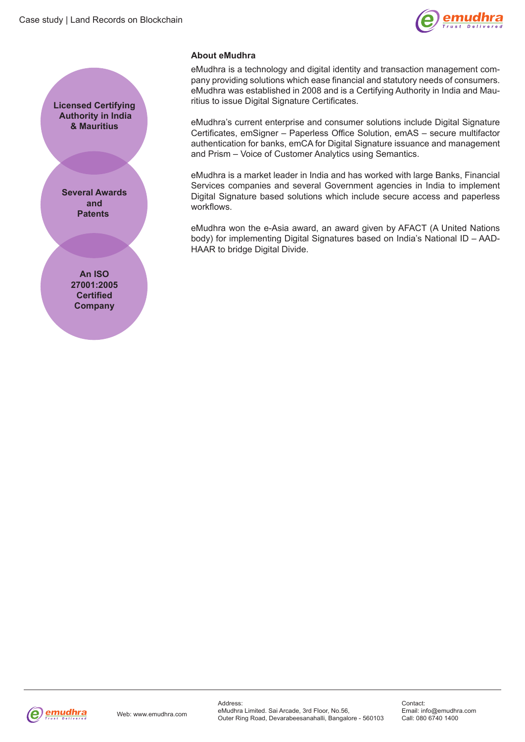Licensed Certifying Authority in India & Mauritius

Several Awards and Patents

An ISO 27001:2005 Certified Company

**About eMudhra**

eMudhra is a technology and digital identity and transaction management company providing solutions which ease financial and statutory needs of consumers. eMudhra was established in 2008 and is a Certifying Authority in India and Mauritius to issue Digital Signature Certificates.

eMudhra's current enterprise and consumer solutions include Digital Signature Certificates, emSigner – Paperless Office Solution, emAS – secure multifactor authentication for banks, emCA for Digital Signature issuance and management and Prism – Voice of Customer Analytics using Semantics.

eMudhra is a market leader in India and has worked with large Banks, Financial Services companies and several Government agencies in India to implement Digital Signature based solutions which include secure access and paperless workflows.

eMudhra won the e-Asia award, an award given by AFACT (A United Nations body) for implementing Digital Signatures based on India's National ID – AADHAAR to bridge Digital Divide.

Web: www.emudhra.com

Address:
eMudhra Limited. Sai Arcade, 3rd Floor, No.56,
Outer Ring Road, Devarabeesanahalli, Bangalore - 560103

Contact:
Email: info@emudhra.com
Call: 080 6740 1400